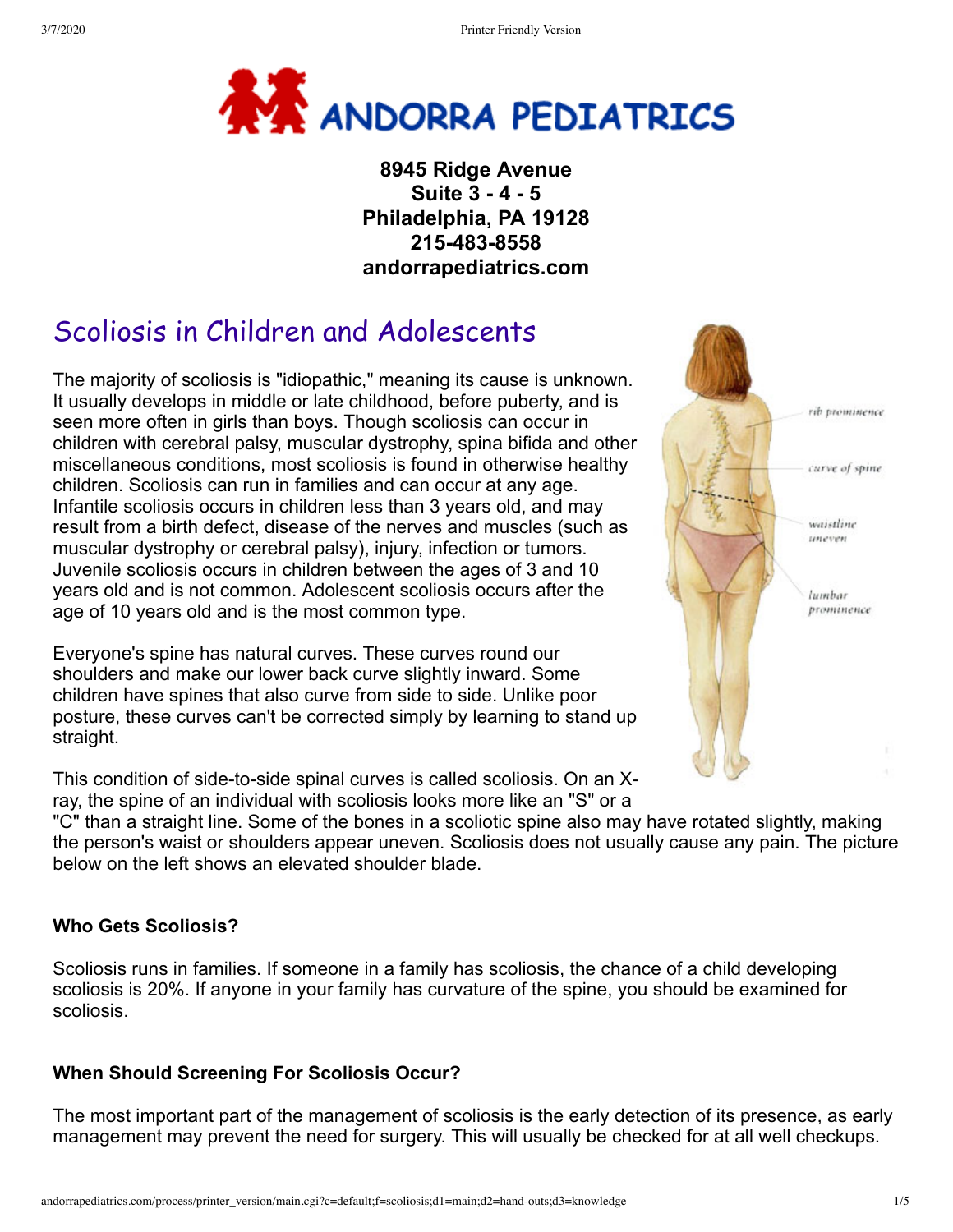# ANDORRA PEDIATRICS

**8945 Ridge Avenue**
**Suite 3 - 4 - 5**
**Philadelphia, PA 19128**
**215-483-8558**
**andorrapediatrics.com**

## Scoliosis in Children and Adolescents

rib prominence

curve of spine

waistline uneven

lumbar prominence

The majority of scoliosis is "idiopathic," meaning its cause is unknown. It usually develops in middle or late childhood, before puberty, and is seen more often in girls than boys. Though scoliosis can occur in children with cerebral palsy, muscular dystrophy, spina bifida and other miscellaneous conditions, most scoliosis is found in otherwise healthy children. Scoliosis can run in families and can occur at any age. Infantile scoliosis occurs in children less than 3 years old, and may result from a birth defect, disease of the nerves and muscles (such as muscular dystrophy or cerebral palsy), injury, infection or tumors. Juvenile scoliosis occurs in children between the ages of 3 and 10 years old and is not common. Adolescent scoliosis occurs after the age of 10 years old and is the most common type.

Everyone's spine has natural curves. These curves round our shoulders and make our lower back curve slightly inward. Some children have spines that also curve from side to side. Unlike poor posture, these curves can't be corrected simply by learning to stand up straight.

This condition of side-to-side spinal curves is called scoliosis. On an X-ray, the spine of an individual with scoliosis looks more like an "S" or a "C" than a straight line. Some of the bones in a scoliotic spine also may have rotated slightly, making the person's waist or shoulders appear uneven. Scoliosis does not usually cause any pain. The picture below on the left shows an elevated shoulder blade.

### Who Gets Scoliosis?

Scoliosis runs in families. If someone in a family has scoliosis, the chance of a child developing scoliosis is 20%. If anyone in your family has curvature of the spine, you should be examined for scoliosis.

### When Should Screening For Scoliosis Occur?

The most important part of the management of scoliosis is the early detection of its presence, as early management may prevent the need for surgery. This will usually be checked for at all well checkups.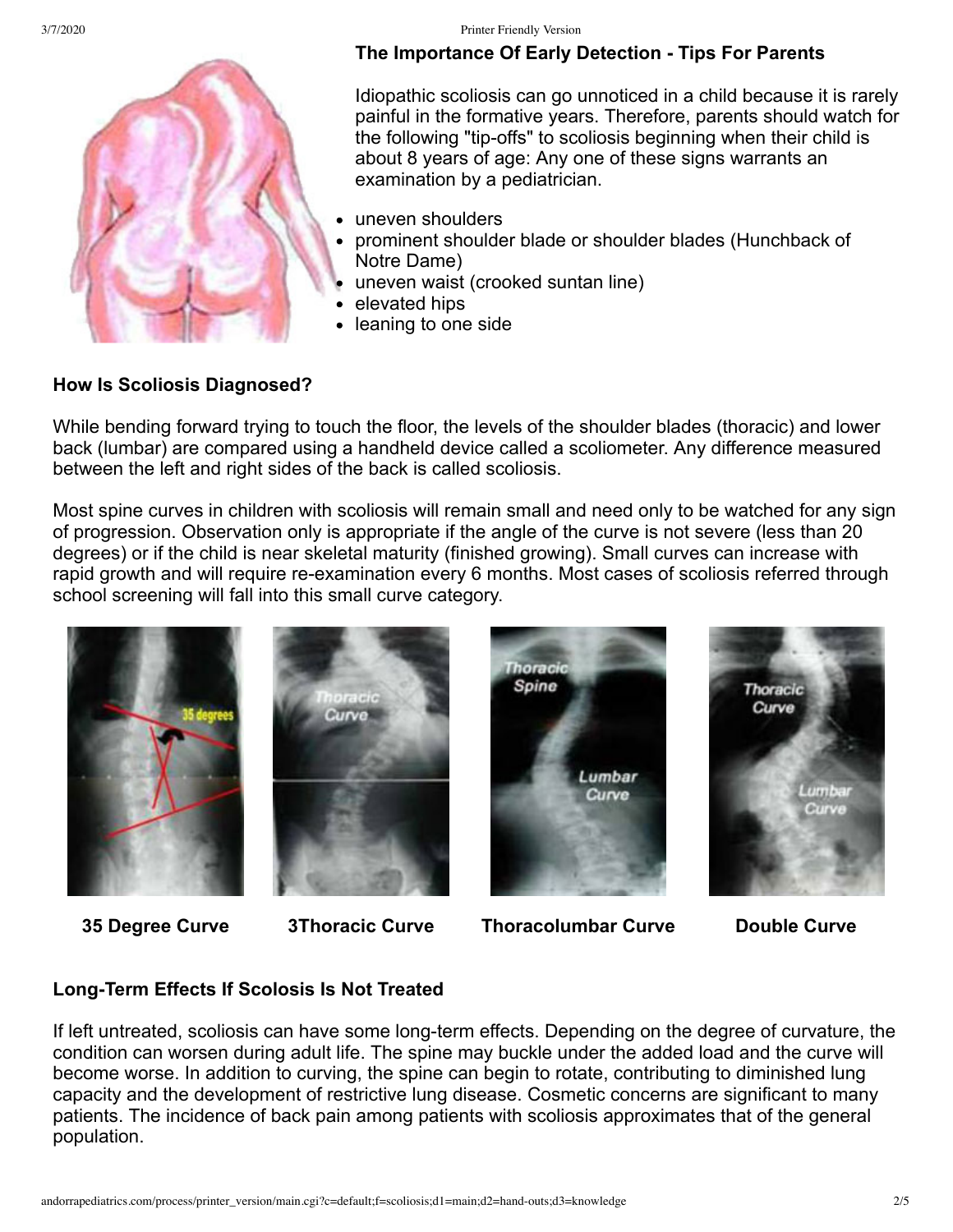### The Importance Of Early Detection - Tips For Parents

Idiopathic scoliosis can go unnoticed in a child because it is rarely painful in the formative years. Therefore, parents should watch for the following "tip-offs" to scoliosis beginning when their child is about 8 years of age: Any one of these signs warrants an examination by a pediatrician.

- uneven shoulders
- prominent shoulder blade or shoulder blades (Hunchback of Notre Dame)
- uneven waist (crooked suntan line)
- elevated hips
- leaning to one side

### How Is Scoliosis Diagnosed?

While bending forward trying to touch the floor, the levels of the shoulder blades (thoracic) and lower back (lumbar) are compared using a handheld device called a scoliometer. Any difference measured between the left and right sides of the back is called scoliosis.

Most spine curves in children with scoliosis will remain small and need only to be watched for any sign of progression. Observation only is appropriate if the angle of the curve is not severe (less than 20 degrees) or if the child is near skeletal maturity (finished growing). Small curves can increase with rapid growth and will require re-examination every 6 months. Most cases of scoliosis referred through school screening will fall into this small curve category.

**35 Degree Curve** **3Thoracic Curve** **Thoracolumbar Curve** **Double Curve**

### Long-Term Effects If Scolosis Is Not Treated

If left untreated, scoliosis can have some long-term effects. Depending on the degree of curvature, the condition can worsen during adult life. The spine may buckle under the added load and the curve will become worse. In addition to curving, the spine can begin to rotate, contributing to diminished lung capacity and the development of restrictive lung disease. Cosmetic concerns are significant to many patients. The incidence of back pain among patients with scoliosis approximates that of the general population.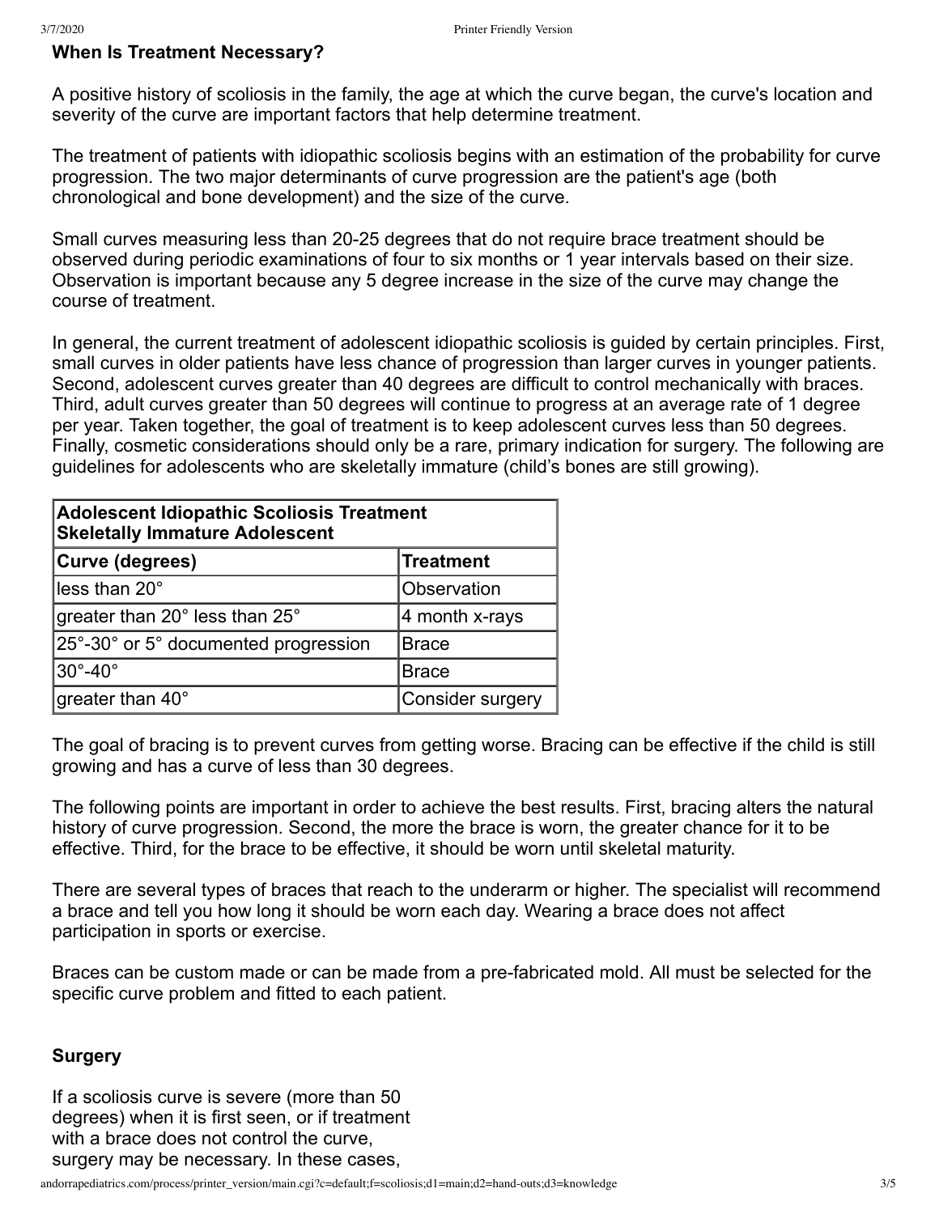## When Is Treatment Necessary?

A positive history of scoliosis in the family, the age at which the curve began, the curve's location and severity of the curve are important factors that help determine treatment.

The treatment of patients with idiopathic scoliosis begins with an estimation of the probability for curve progression. The two major determinants of curve progression are the patient's age (both chronological and bone development) and the size of the curve.

Small curves measuring less than 20-25 degrees that do not require brace treatment should be observed during periodic examinations of four to six months or 1 year intervals based on their size. Observation is important because any 5 degree increase in the size of the curve may change the course of treatment.

In general, the current treatment of adolescent idiopathic scoliosis is guided by certain principles. First, small curves in older patients have less chance of progression than larger curves in younger patients. Second, adolescent curves greater than 40 degrees are difficult to control mechanically with braces. Third, adult curves greater than 50 degrees will continue to progress at an average rate of 1 degree per year. Taken together, the goal of treatment is to keep adolescent curves less than 50 degrees. Finally, cosmetic considerations should only be a rare, primary indication for surgery. The following are guidelines for adolescents who are skeletally immature (child’s bones are still growing).

| **Adolescent Idiopathic Scoliosis Treatment Skeletally Immature Adolescent** | |
|---|---|
| **Curve (degrees)** | **Treatment** |
| less than 20° | Observation |
| greater than 20° less than 25° | 4 month x-rays |
| 25°-30° or 5° documented progression | Brace |
| 30°-40° | Brace |
| greater than 40° | Consider surgery |

The goal of bracing is to prevent curves from getting worse. Bracing can be effective if the child is still growing and has a curve of less than 30 degrees.

The following points are important in order to achieve the best results. First, bracing alters the natural history of curve progression. Second, the more the brace is worn, the greater chance for it to be effective. Third, for the brace to be effective, it should be worn until skeletal maturity.

There are several types of braces that reach to the underarm or higher. The specialist will recommend a brace and tell you how long it should be worn each day. Wearing a brace does not affect participation in sports or exercise.

Braces can be custom made or can be made from a pre-fabricated mold. All must be selected for the specific curve problem and fitted to each patient.

## Surgery

If a scoliosis curve is severe (more than 50 degrees) when it is first seen, or if treatment with a brace does not control the curve, surgery may be necessary. In these cases,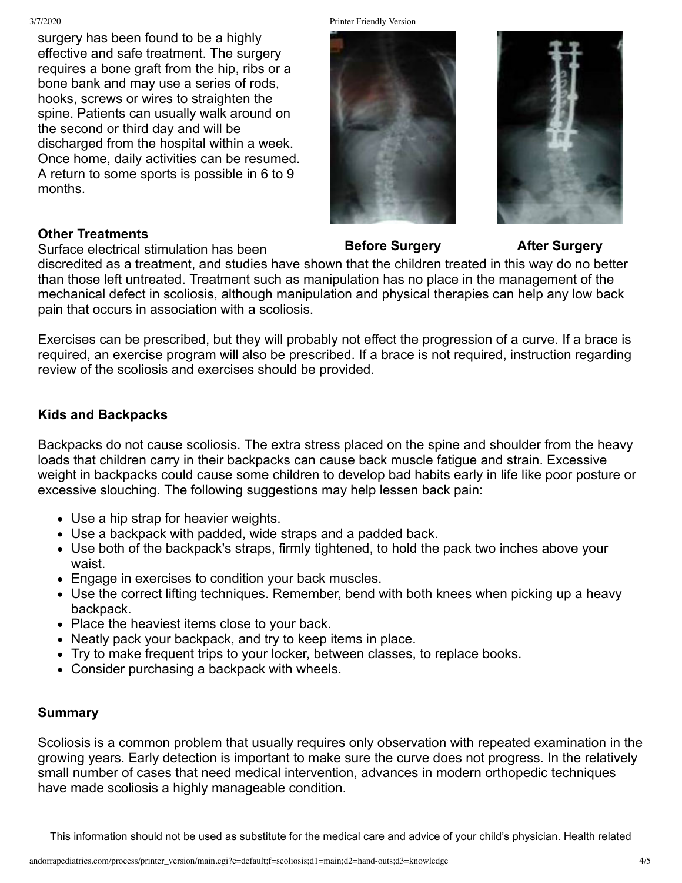surgery has been found to be a highly effective and safe treatment. The surgery requires a bone graft from the hip, ribs or a bone bank and may use a series of rods, hooks, screws or wires to straighten the spine. Patients can usually walk around on the second or third day and will be discharged from the hospital within a week. Once home, daily activities can be resumed. A return to some sports is possible in 6 to 9 months.

**Before Surgery** **After Surgery**

**Other Treatments**

Surface electrical stimulation has been discredited as a treatment, and studies have shown that the children treated in this way do no better than those left untreated. Treatment such as manipulation has no place in the management of the mechanical defect in scoliosis, although manipulation and physical therapies can help any low back pain that occurs in association with a scoliosis.

Exercises can be prescribed, but they will probably not effect the progression of a curve. If a brace is required, an exercise program will also be prescribed. If a brace is not required, instruction regarding review of the scoliosis and exercises should be provided.

**Kids and Backpacks**

Backpacks do not cause scoliosis. The extra stress placed on the spine and shoulder from the heavy loads that children carry in their backpacks can cause back muscle fatigue and strain. Excessive weight in backpacks could cause some children to develop bad habits early in life like poor posture or excessive slouching. The following suggestions may help lessen back pain:

- Use a hip strap for heavier weights.
- Use a backpack with padded, wide straps and a padded back.
- Use both of the backpack's straps, firmly tightened, to hold the pack two inches above your waist.
- Engage in exercises to condition your back muscles.
- Use the correct lifting techniques. Remember, bend with both knees when picking up a heavy backpack.
- Place the heaviest items close to your back.
- Neatly pack your backpack, and try to keep items in place.
- Try to make frequent trips to your locker, between classes, to replace books.
- Consider purchasing a backpack with wheels.

**Summary**

Scoliosis is a common problem that usually requires only observation with repeated examination in the growing years. Early detection is important to make sure the curve does not progress. In the relatively small number of cases that need medical intervention, advances in modern orthopedic techniques have made scoliosis a highly manageable condition.

This information should not be used as substitute for the medical care and advice of your child's physician. Health related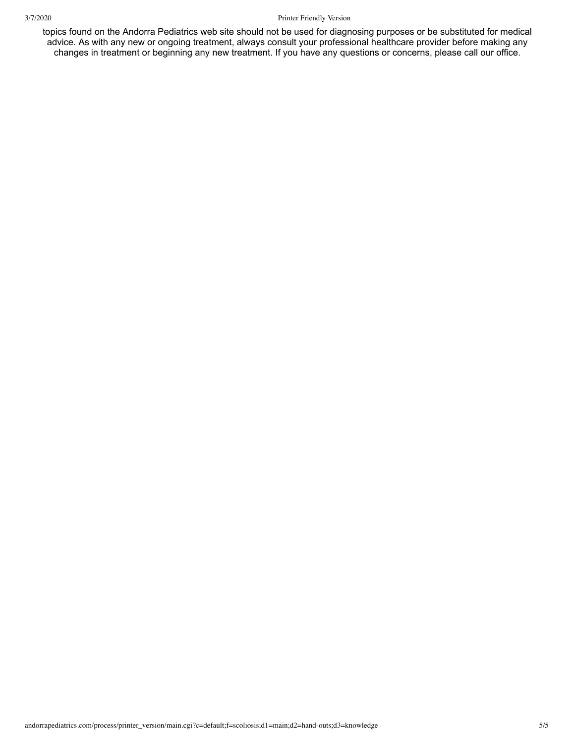topics found on the Andorra Pediatrics web site should not be used for diagnosing purposes or be substituted for medical advice. As with any new or ongoing treatment, always consult your professional healthcare provider before making any changes in treatment or beginning any new treatment. If you have any questions or concerns, please call our office.